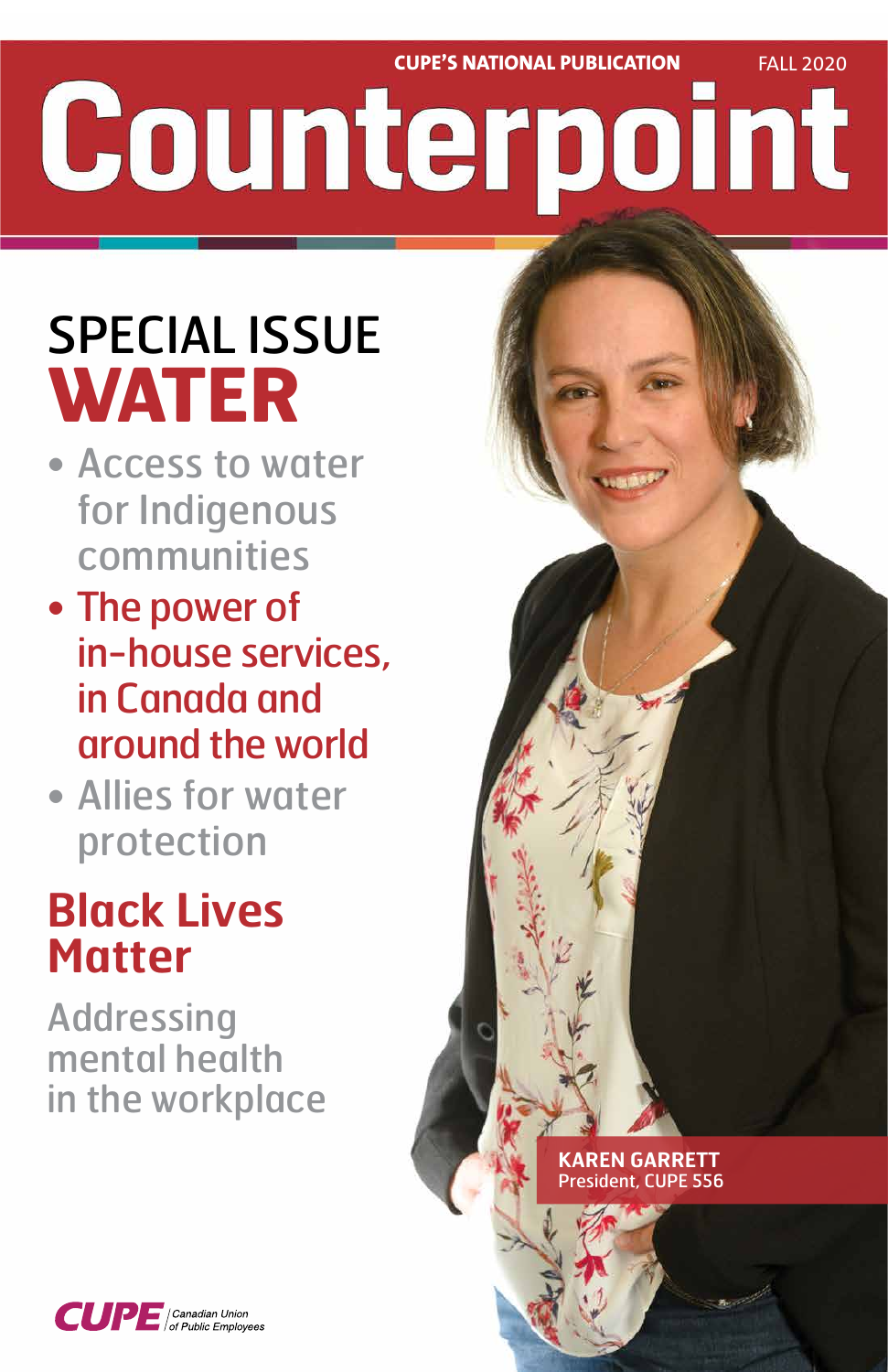CUPE'S NATIONAL PUBLICATION FALL 2020

# Counterpoint

## SPECIAL ISSUE WATER

- Access to water for Indigenous communities
- The power of in-house services, in Canada and around the world
- Allies for water protection

## Black Lives Matter

Addressing mental health in the workplace

**KAREN GARRETT**
President, CUPE 556

CUPE | Canadian Union of Public Employees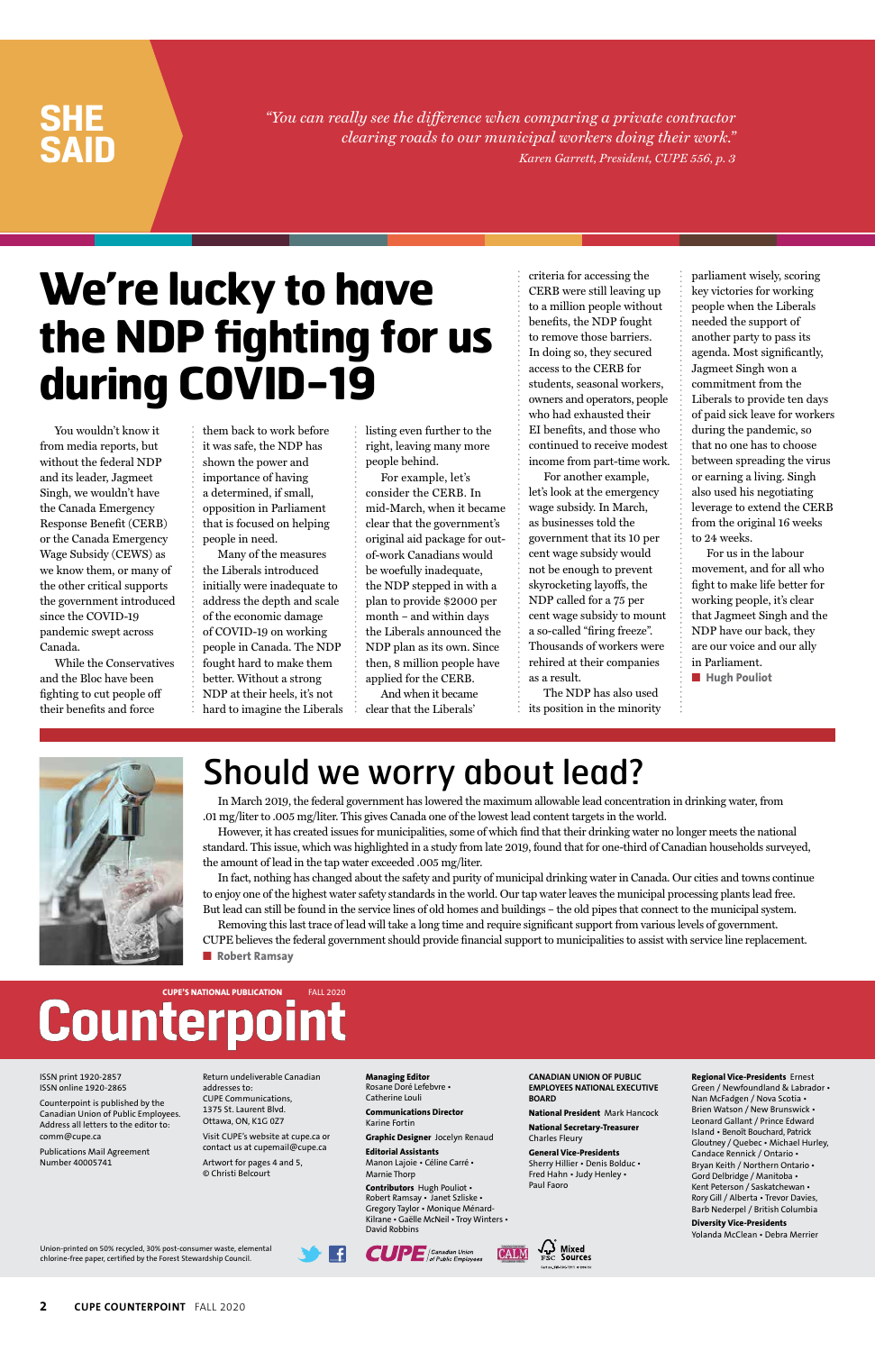## SHE SAID

*"You can really see the difference when comparing a private contractor clearing roads to our municipal workers doing their work."*
*Karen Garrett, President, CUPE 556, p. 3*

# We're lucky to have the NDP fighting for us during COVID-19

You wouldn't know it from media reports, but without the federal NDP and its leader, Jagmeet Singh, we wouldn't have the Canada Emergency Response Benefit (CERB) or the Canada Emergency Wage Subsidy (CEWS) as we know them, or many of the other critical supports the government introduced since the COVID-19 pandemic swept across Canada.

While the Conservatives and the Bloc have been fighting to cut people off their benefits and force them back to work before it was safe, the NDP has shown the power and importance of having a determined, if small, opposition in Parliament that is focused on helping people in need.

Many of the measures the Liberals introduced initially were inadequate to address the depth and scale of the economic damage of COVID-19 on working people in Canada. The NDP fought hard to make them better. Without a strong NDP at their heels, it's not hard to imagine the Liberals listing even further to the right, leaving many more people behind.

For example, let's consider the CERB. In mid-March, when it became clear that the government's original aid package for out-of-work Canadians would be woefully inadequate, the NDP stepped in with a plan to provide $2000 per month – and within days the Liberals announced the NDP plan as its own. Since then, 8 million people have applied for the CERB.

And when it became clear that the Liberals' criteria for accessing the CERB were still leaving up to a million people without benefits, the NDP fought to remove those barriers. In doing so, they secured access to the CERB for students, seasonal workers, owners and operators, people who had exhausted their EI benefits, and those who continued to receive modest income from part-time work.

For another example, let's look at the emergency wage subsidy. In March, as businesses told the government that its 10 per cent wage subsidy would not be enough to prevent skyrocketing layoffs, the NDP called for a 75 per cent wage subsidy to mount a so-called "firing freeze". Thousands of workers were rehired at their companies as a result.

The NDP has also used its position in the minority parliament wisely, scoring key victories for working people when the Liberals needed the support of another party to pass its agenda. Most significantly, Jagmeet Singh won a commitment from the Liberals to provide ten days of paid sick leave for workers during the pandemic, so that no one has to choose between spreading the virus or earning a living. Singh also used his negotiating leverage to extend the CERB from the original 16 weeks to 24 weeks.

For us in the labour movement, and for all who fight to make life better for working people, it's clear that Jagmeet Singh and the NDP have our back, they are our voice and our ally in Parliament.

■ **Hugh Pouliot**

# Should we worry about lead?

In March 2019, the federal government has lowered the maximum allowable lead concentration in drinking water, from .01 mg/liter to .005 mg/liter. This gives Canada one of the lowest lead content targets in the world.

However, it has created issues for municipalities, some of which find that their drinking water no longer meets the national standard. This issue, which was highlighted in a study from late 2019, found that for one-third of Canadian households surveyed, the amount of lead in the tap water exceeded .005 mg/liter.

In fact, nothing has changed about the safety and purity of municipal drinking water in Canada. Our cities and towns continue to enjoy one of the highest water safety standards in the world. Our tap water leaves the municipal processing plants lead free. But lead can still be found in the service lines of old homes and buildings – the old pipes that connect to the municipal system.

Removing this last trace of lead will take a long time and require significant support from various levels of government. CUPE believes the federal government should provide financial support to municipalities to assist with service line replacement.

■ **Robert Ramsay**

**CUPE'S NATIONAL PUBLICATION** FALL 2020

# Counterpoint

ISSN print 1920-2857
ISSN online 1920-2865

Counterpoint is published by the Canadian Union of Public Employees. Address all letters to the editor to: comm@cupe.ca

Publications Mail Agreement Number 40005741

Return undeliverable Canadian addresses to: CUPE Communications, 1375 St. Laurent Blvd. Ottawa, ON, K1G 0Z7

Visit CUPE's website at cupe.ca or contact us at cupemail@cupe.ca

Artwork for pages 4 and 5, © Christi Belcourt

**Managing Editor** Rosane Doré Lefebvre • Catherine Louli

**Communications Director** Karine Fortin

**Graphic Designer** Jocelyn Renaud

**Editorial Assistants** Manon Lajoie • Céline Carré • Marnie Thorp

**Contributors** Hugh Pouliot • Robert Ramsay • Janet Szliske • Gregory Taylor • Monique Ménard-Kilrane • Gaëlle McNeil • Troy Winters • David Robbins

**CANADIAN UNION OF PUBLIC EMPLOYEES NATIONAL EXECUTIVE BOARD**

**National President** Mark Hancock

**National Secretary-Treasurer** Charles Fleury

**General Vice-Presidents** Sherry Hillier • Denis Bolduc • Fred Hahn • Judy Henley • Paul Faoro

**Regional Vice-Presidents** Ernest Green / Newfoundland & Labrador • Nan McFadgen / Nova Scotia • Brien Watson / New Brunswick • Leonard Gallant / Prince Edward Island • Benoît Bouchard, Patrick Gloutney / Quebec • Michael Hurley, Candace Rennick / Ontario • Bryan Keith / Northern Ontario • Gord Delbridge / Manitoba • Kent Peterson / Saskatchewan • Rory Gill / Alberta • Trevor Davies, Barb Nederpel / British Columbia

**Diversity Vice-Presidents** Yolanda McClean • Debra Merrier

Union-printed on 50% recycled, 30% post-consumer waste, elemental chlorine-free paper, certified by the Forest Stewardship Council.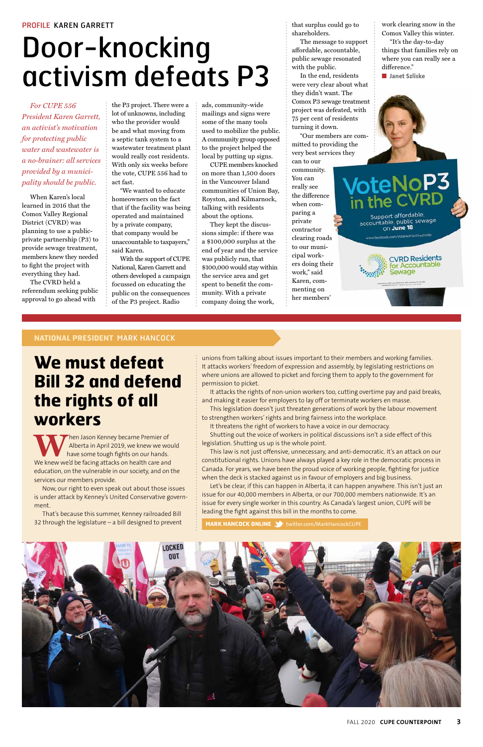PROFILE KAREN GARRETT

# Door-knocking activism defeats P3

*For CUPE 556 President Karen Garrett, an activist's motivation for protecting public water and wastewater is a no-brainer: all services provided by a municipality should be public.*

When Karen's local learned in 2016 that the Comox Valley Regional District (CVRD) was planning to use a public-private partnership (P3) to provide sewage treatment, members knew they needed to fight the project with everything they had.

The CVRD held a referendum seeking public approval to go ahead with the P3 project. There were a lot of unknowns, including who the provider would be and what moving from a septic tank system to a wastewater treatment plant would really cost residents. With only six weeks before the vote, CUPE 556 had to act fast.

"We wanted to educate homeowners on the fact that if the facility was being operated and maintained by a private company, that company would be unaccountable to taxpayers," said Karen.

With the support of CUPE National, Karen Garrett and others developed a campaign focussed on educating the public on the consequences of the P3 project. Radio ads, community-wide mailings and signs were some of the many tools used to mobilize the public. A community group opposed to the project helped the local by putting up signs.

CUPE members knocked on more than 1,500 doors in the Vancouver Island communities of Union Bay, Royston, and Kilmarnock, talking with residents about the options.

They kept the discussions simple: if there was a $100,000 surplus at the end of year and the service was publicly run, that $100,000 would stay within the service area and get spent to benefit the community. With a private company doing the work, that surplus could go to shareholders.

The message to support affordable, accountable, public sewage resonated with the public.

In the end, residents were very clear about what they didn't want. The Comox P3 sewage treatment project was defeated, with 75 per cent of residents turning it down.

"Our members are committed to providing the very best services they can to our community. You can really see the difference when comparing a private contractor clearing roads to our municipal workers doing their work," said Karen, commenting on her members' work clearing snow in the Comox Valley this winter.

"It's the day-to-day things that families rely on where you can really see a difference."

■ **Janet Szliske**

NATIONAL PRESIDENT MARK HANCOCK

# We must defeat Bill 32 and defend the rights of all workers

When Jason Kenney became Premier of Alberta in April 2019, we knew we would have some tough fights on our hands. We knew we'd be facing attacks on health care and education, on the vulnerable in our society, and on the services our members provide.

Now, our right to even speak out about those issues is under attack by Kenney's United Conservative government.

That's because this summer, Kenney railroaded Bill 32 through the legislature – a bill designed to prevent unions from talking about issues important to their members and working families. It attacks workers' freedom of expression and assembly, by legislating restrictions on where unions are allowed to picket and forcing them to apply to the government for permission to picket.

It attacks the rights of non-union workers too, cutting overtime pay and paid breaks, and making it easier for employers to lay off or terminate workers en masse.

This legislation doesn't just threaten generations of work by the labour movement to strengthen workers' rights and bring fairness into the workplace.

It threatens the right of workers to have a voice in our democracy.

Shutting out the voice of workers in political discussions isn't a side effect of this legislation. Shutting us up is the whole point.

This law is not just offensive, unnecessary, and anti-democratic. It's an attack on our constitutional rights. Unions have always played a key role in the democratic process in Canada. For years, we have been the proud voice of working people, fighting for justice when the deck is stacked against us in favour of employers and big business.

Let's be clear, if this can happen in Alberta, it can happen anywhere. This isn't just an issue for our 40,000 members in Alberta, or our 700,000 members nationwide. It's an issue for every single worker in this country. As Canada's largest union, CUPE will be leading the fight against this bill in the months to come.

**MARK HANCOCK ONLINE** twitter.com/MarkHancockCUPE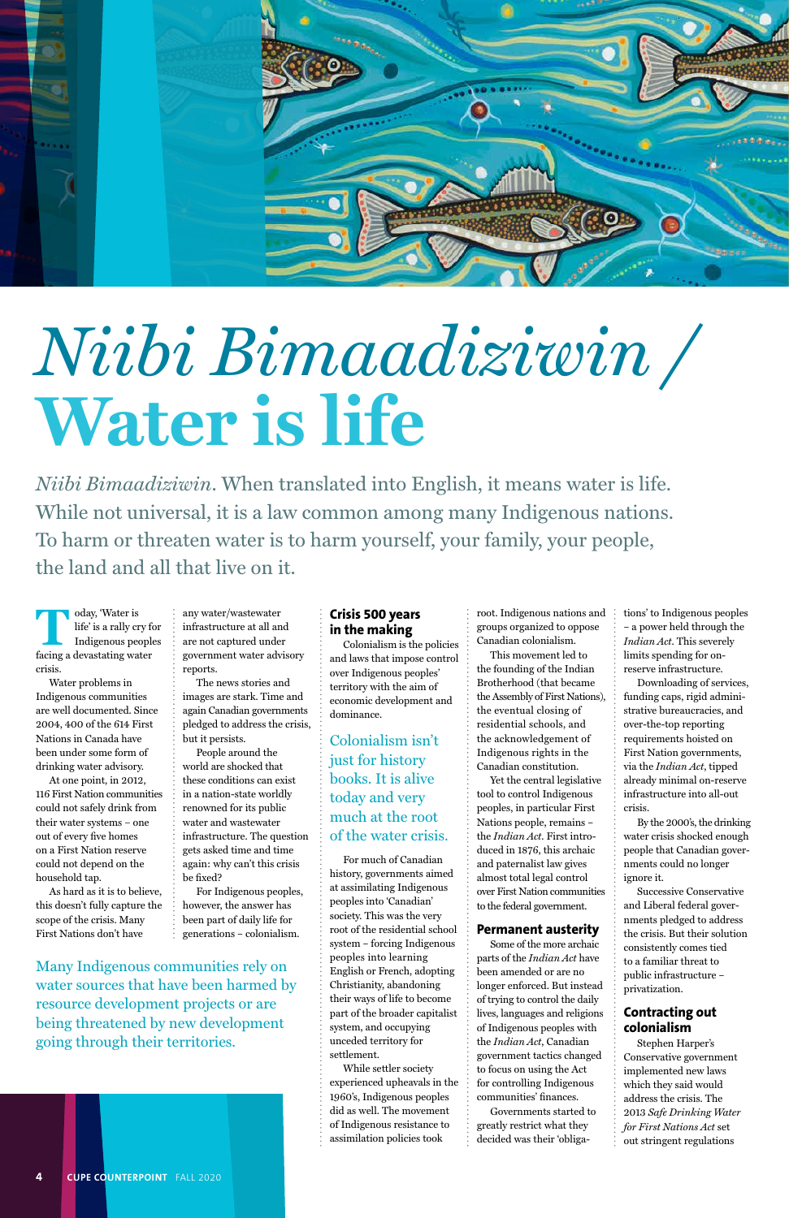# *Niibi Bimaadiziwin* / Water is life

*Niibi Bimaadiziwin*. When translated into English, it means water is life. While not universal, it is a law common among many Indigenous nations. To harm or threaten water is to harm yourself, your family, your people, the land and all that live on it.

Today, 'Water is life' is a rally cry for Indigenous peoples facing a devastating water crisis.

Water problems in Indigenous communities are well documented. Since 2004, 400 of the 614 First Nations in Canada have been under some form of drinking water advisory.

At one point, in 2012, 116 First Nation communities could not safely drink from their water systems – one out of every five homes on a First Nation reserve could not depend on the household tap.

As hard as it is to believe, this doesn't fully capture the scope of the crisis. Many First Nations don't have any water/wastewater infrastructure at all and are not captured under government water advisory reports.

The news stories and images are stark. Time and again Canadian governments pledged to address the crisis, but it persists.

People around the world are shocked that these conditions can exist in a nation-state worldly renowned for its public water and wastewater infrastructure. The question gets asked time and time again: why can't this crisis be fixed?

For Indigenous peoples, however, the answer has been part of daily life for generations – colonialism.

Many Indigenous communities rely on water sources that have been harmed by resource development projects or are being threatened by new development going through their territories.

## Crisis 500 years in the making

Colonialism is the policies and laws that impose control over Indigenous peoples' territory with the aim of economic development and dominance.

Colonialism isn't just for history books. It is alive today and very much at the root of the water crisis.

For much of Canadian history, governments aimed at assimilating Indigenous peoples into 'Canadian' society. This was the very root of the residential school system – forcing Indigenous peoples into learning English or French, adopting Christianity, abandoning their ways of life to become part of the broader capitalist system, and occupying unceded territory for settlement.

While settler society experienced upheavals in the 1960's, Indigenous peoples did as well. The movement of Indigenous resistance to assimilation policies took root. Indigenous nations and groups organized to oppose Canadian colonialism.

This movement led to the founding of the Indian Brotherhood (that became the Assembly of First Nations), the eventual closing of residential schools, and the acknowledgement of Indigenous rights in the Canadian constitution.

Yet the central legislative tool to control Indigenous peoples, in particular First Nations people, remains – the *Indian Act*. First introduced in 1876, this archaic and paternalist law gives almost total legal control over First Nation communities to the federal government.

## Permanent austerity

Some of the more archaic parts of the *Indian Act* have been amended or are no longer enforced. But instead of trying to control the daily lives, languages and religions of Indigenous peoples with the *Indian Act*, Canadian government tactics changed to focus on using the Act for controlling Indigenous communities' finances.

Governments started to greatly restrict what they decided was their 'obligations' to Indigenous peoples – a power held through the *Indian Act*. This severely limits spending for on-reserve infrastructure.

Downloading of services, funding caps, rigid administrative bureaucracies, and over-the-top reporting requirements hoisted on First Nation governments, via the *Indian Act*, tipped already minimal on-reserve infrastructure into all-out crisis.

By the 2000's, the drinking water crisis shocked enough people that Canadian governments could no longer ignore it.

Successive Conservative and Liberal federal governments pledged to address the crisis. But their solution consistently comes tied to a familiar threat to public infrastructure – privatization.

## Contracting out colonialism

Stephen Harper's Conservative government implemented new laws which they said would address the crisis. The 2013 *Safe Drinking Water for First Nations Act* set out stringent regulations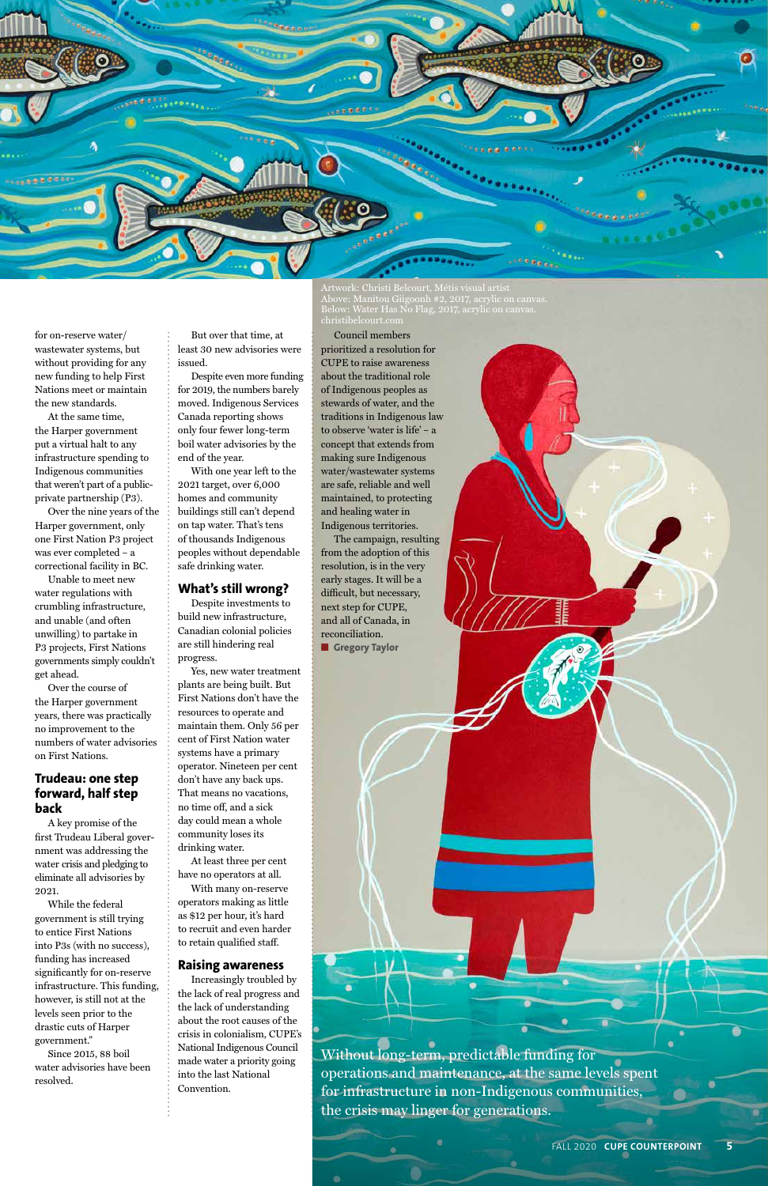for on-reserve water/wastewater systems, but without providing for any new funding to help First Nations meet or maintain the new standards.

At the same time, the Harper government put a virtual halt to any infrastructure spending to Indigenous communities that weren't part of a public-private partnership (P3).

Over the nine years of the Harper government, only one First Nation P3 project was ever completed – a correctional facility in BC.

Unable to meet new water regulations with crumbling infrastructure, and unable (and often unwilling) to partake in P3 projects, First Nations governments simply couldn't get ahead.

Over the course of the Harper government years, there was practically no improvement to the numbers of water advisories on First Nations.

## Trudeau: one step forward, half step back

A key promise of the first Trudeau Liberal government was addressing the water crisis and pledging to eliminate all advisories by 2021.

While the federal government is still trying to entice First Nations into P3s (with no success), funding has increased significantly for on-reserve infrastructure. This funding, however, is still not at the levels seen prior to the drastic cuts of Harper government."

Since 2015, 88 boil water advisories have been resolved.

But over that time, at least 30 new advisories were issued.

Despite even more funding for 2019, the numbers barely moved. Indigenous Services Canada reporting shows only four fewer long-term boil water advisories by the end of the year.

With one year left to the 2021 target, over 6,000 homes and community buildings still can't depend on tap water. That's tens of thousands Indigenous peoples without dependable safe drinking water.

## What's still wrong?

Despite investments to build new infrastructure, Canadian colonial policies are still hindering real progress.

Yes, new water treatment plants are being built. But First Nations don't have the resources to operate and maintain them. Only 56 per cent of First Nation water systems have a primary operator. Nineteen per cent don't have any back ups. That means no vacations, no time off, and a sick day could mean a whole community loses its drinking water.

At least three per cent have no operators at all.

With many on-reserve operators making as little as $12 per hour, it's hard to recruit and even harder to retain qualified staff.

## Raising awareness

Increasingly troubled by the lack of real progress and the lack of understanding about the root causes of the crisis in colonialism, CUPE's National Indigenous Council made water a priority going into the last National Convention.

Council members prioritized a resolution for CUPE to raise awareness about the traditional role of Indigenous peoples as stewards of water, and the traditions in Indigenous law to observe 'water is life' – a concept that extends from making sure Indigenous water/wastewater systems are safe, reliable and well maintained, to protecting and healing water in Indigenous territories.

The campaign, resulting from the adoption of this resolution, is in the very early stages. It will be a difficult, but necessary, next step for CUPE, and all of Canada, in reconciliation.

■ **Gregory Taylor**

Artwork: Christi Belcourt, Métis visual artist
Above: Manitou Giigoonh #2, 2017, acrylic on canvas.
Below: Water Has No Flag, 2017, acrylic on canvas.
christibelcourt.com

Without long-term, predictable funding for operations and maintenance, at the same levels spent for infrastructure in non-Indigenous communities, the crisis may linger for generations.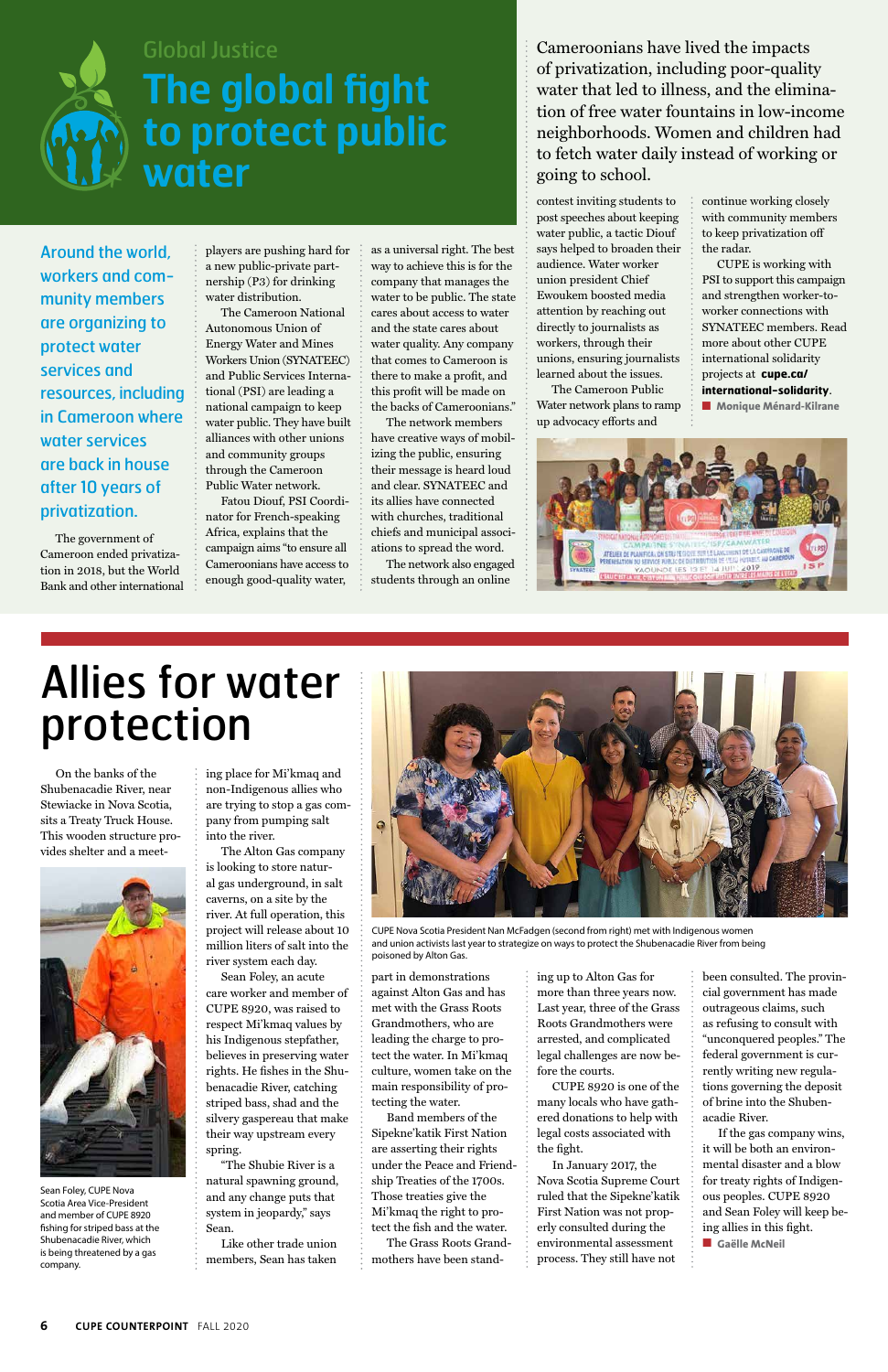Global Justice

# The global fight to protect public water

**Around the world, workers and community members are organizing to protect water services and resources, including in Cameroon where water services are back in house after 10 years of privatization.**

The government of Cameroon ended privatization in 2018, but the World Bank and other international players are pushing hard for a new public-private partnership (P3) for drinking water distribution.

The Cameroon National Autonomous Union of Energy Water and Mines Workers Union (SYNATEEC) and Public Services International (PSI) are leading a national campaign to keep water public. They have built alliances with other unions and community groups through the Cameroon Public Water network.

Fatou Diouf, PSI Coordinator for French-speaking Africa, explains that the campaign aims "to ensure all Cameroonians have access to enough good-quality water, as a universal right. The best way to achieve this is for the company that manages the water to be public. The state cares about access to water and the state cares about water quality. Any company that comes to Cameroon is there to make a profit, and this profit will be made on the backs of Cameroonians."

The network members have creative ways of mobilizing the public, ensuring their message is heard loud and clear. SYNATEEC and its allies have connected with churches, traditional chiefs and municipal associations to spread the word.

The network also engaged students through an online contest inviting students to post speeches about keeping water public, a tactic Diouf says helped to broaden their audience. Water worker union president Chief Ewoukem boosted media attention by reaching out directly to journalists as workers, through their unions, ensuring journalists learned about the issues.

> Cameroonians have lived the impacts of privatization, including poor-quality water that led to illness, and the elimination of free water fountains in low-income neighborhoods. Women and children had to fetch water daily instead of working or going to school.

The Cameroon Public Water network plans to ramp up advocacy efforts and continue working closely with community members to keep privatization off the radar.

CUPE is working with PSI to support this campaign and strengthen worker-to-worker connections with SYNATEEC members. Read more about other CUPE international solidarity projects at **cupe.ca/international-solidarity**.

■ **Monique Ménard-Kilrane**

# Allies for water protection

On the banks of the Shubenacadie River, near Stewiacke in Nova Scotia, sits a Treaty Truck House. This wooden structure provides shelter and a meeting place for Mi'kmaq and non-Indigenous allies who are trying to stop a gas company from pumping salt into the river.

The Alton Gas company is looking to store natural gas underground, in salt caverns, on a site by the river. At full operation, this project will release about 10 million liters of salt into the river system each day.

Sean Foley, an acute care worker and member of CUPE 8920, was raised to respect Mi'kmaq values by his Indigenous stepfather, believes in preserving water rights. He fishes in the Shubenacadie River, catching striped bass, shad and the silvery gaspereau that make their way upstream every spring.

"The Shubie River is a natural spawning ground, and any change puts that system in jeopardy," says Sean.

Like other trade union members, Sean has taken part in demonstrations against Alton Gas and has met with the Grass Roots Grandmothers, who are leading the charge to protect the water. In Mi'kmaq culture, women take on the main responsibility of protecting the water.

Band members of the Sipekne'katik First Nation are asserting their rights under the Peace and Friendship Treaties of the 1700s. Those treaties give the Mi'kmaq the right to protect the fish and the water.

The Grass Roots Grandmothers have been standing up to Alton Gas for more than three years now. Last year, three of the Grass Roots Grandmothers were arrested, and complicated legal challenges are now before the courts.

CUPE 8920 is one of the many locals who have gathered donations to help with legal costs associated with the fight.

In January 2017, the Nova Scotia Supreme Court ruled that the Sipekne'katik First Nation was not properly consulted during the environmental assessment process. They still have not been consulted. The provincial government has made outrageous claims, such as refusing to consult with "unconquered peoples." The federal government is currently writing new regulations governing the deposit of brine into the Shubenacadie River.

If the gas company wins, it will be both an environmental disaster and a blow for treaty rights of Indigenous peoples. CUPE 8920 and Sean Foley will keep being allies in this fight.

■ **Gaëlle McNeil**

CUPE Nova Scotia President Nan McFadgen (second from right) met with Indigenous women and union activists last year to strategize on ways to protect the Shubenacadie River from being poisoned by Alton Gas.

Sean Foley, CUPE Nova Scotia Area Vice-President and member of CUPE 8920 fishing for striped bass at the Shubenacadie River, which is being threatened by a gas company.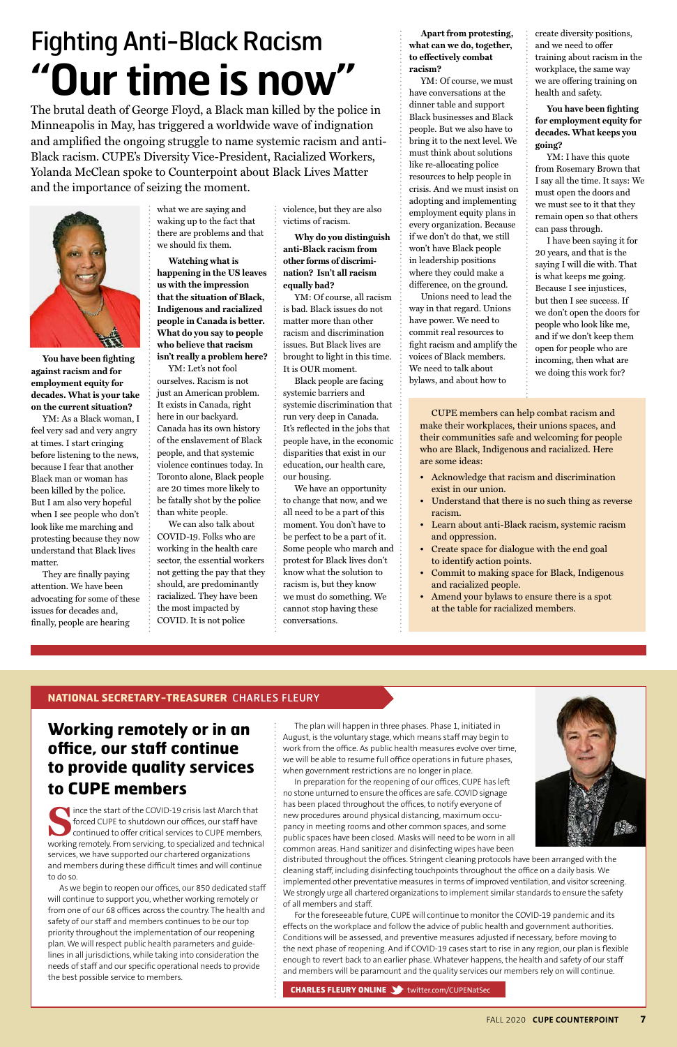# Fighting Anti-Black Racism

# "Our time is now"

The brutal death of George Floyd, a Black man killed by the police in Minneapolis in May, has triggered a worldwide wave of indignation and amplified the ongoing struggle to name systemic racism and anti-Black racism. CUPE's Diversity Vice-President, Racialized Workers, Yolanda McClean spoke to Counterpoint about Black Lives Matter and the importance of seizing the moment.

**You have been fighting against racism and for employment equity for decades. What is your take on the current situation?**

YM: As a Black woman, I feel very sad and very angry at times. I start cringing before listening to the news, because I fear that another Black man or woman has been killed by the police. But I am also very hopeful when I see people who don't look like me marching and protesting because they now understand that Black lives matter.

They are finally paying attention. We have been advocating for some of these issues for decades and, finally, people are hearing what we are saying and waking up to the fact that there are problems and that we should fix them.

**Watching what is happening in the US leaves us with the impression that the situation of Black, Indigenous and racialized people in Canada is better. What do you say to people who believe that racism isn't really a problem here?**

YM: Let's not fool ourselves. Racism is not just an American problem. It exists in Canada, right here in our backyard. Canada has its own history of the enslavement of Black people, and that systemic violence continues today. In Toronto alone, Black people are 20 times more likely to be fatally shot by the police than white people.

We can also talk about COVID-19. Folks who are working in the health care sector, the essential workers not getting the pay that they should, are predominantly racialized. They have been the most impacted by COVID. It is not police violence, but they are also victims of racism.

**Why do you distinguish anti-Black racism from other forms of discrimination? Isn't all racism equally bad?**

YM: Of course, all racism is bad. Black issues do not matter more than other racism and discrimination issues. But Black lives are brought to light in this time. It is OUR moment.

Black people are facing systemic barriers and systemic discrimination that run very deep in Canada. It's reflected in the jobs that people have, in the economic disparities that exist in our education, our health care, our housing.

We have an opportunity to change that now, and we all need to be a part of this moment. You don't have to be perfect to be a part of it. Some people who march and protest for Black lives don't know what the solution to racism is, but they know we must do something. We cannot stop having these conversations.

**Apart from protesting, what can we do, together, to effectively combat racism?**

YM: Of course, we must have conversations at the dinner table and support Black businesses and Black people. But we also have to bring it to the next level. We must think about solutions like re-allocating police resources to help people in crisis. And we must insist on adopting and implementing employment equity plans in every organization. Because if we don't do that, we still won't have Black people in leadership positions where they could make a difference, on the ground.

Unions need to lead the way in that regard. Unions have power. We need to commit real resources to fight racism and amplify the voices of Black members. We need to talk about bylaws, and about how to create diversity positions, and we need to offer training about racism in the workplace, the same way we are offering training on health and safety.

**You have been fighting for employment equity for decades. What keeps you going?**

YM: I have this quote from Rosemary Brown that I say all the time. It says: We must open the doors and we must see to it that they remain open so that others can pass through.

I have been saying it for 20 years, and that is the saying I will die with. That is what keeps me going. Because I see injustices, but then I see success. If we don't open the doors for people who look like me, and if we don't keep them open for people who are incoming, then what are we doing this work for?

CUPE members can help combat racism and make their workplaces, their unions spaces, and their communities safe and welcoming for people who are Black, Indigenous and racialized. Here are some ideas:

- Acknowledge that racism and discrimination exist in our union.
- Understand that there is no such thing as reverse racism.
- Learn about anti-Black racism, systemic racism and oppression.
- Create space for dialogue with the end goal to identify action points.
- Commit to making space for Black, Indigenous and racialized people.
- Amend your bylaws to ensure there is a spot at the table for racialized members.

**NATIONAL SECRETARY-TREASURER** CHARLES FLEURY

## Working remotely or in an office, our staff continue to provide quality services to CUPE members

Since the start of the COVID-19 crisis last March that forced CUPE to shutdown our offices, our staff have continued to offer critical services to CUPE members, working remotely. From servicing, to specialized and technical services, we have supported our chartered organizations and members during these difficult times and will continue to do so.

As we begin to reopen our offices, our 850 dedicated staff will continue to support you, whether working remotely or from one of our 68 offices across the country. The health and safety of our staff and members continues to be our top priority throughout the implementation of our reopening plan. We will respect public health parameters and guidelines in all jurisdictions, while taking into consideration the needs of staff and our specific operational needs to provide the best possible service to members.

The plan will happen in three phases. Phase 1, initiated in August, is the voluntary stage, which means staff may begin to work from the office. As public health measures evolve over time, we will be able to resume full office operations in future phases, when government restrictions are no longer in place.

In preparation for the reopening of our offices, CUPE has left no stone unturned to ensure the offices are safe. COVID signage has been placed throughout the offices, to notify everyone of new procedures around physical distancing, maximum occupancy in meeting rooms and other common spaces, and some public spaces have been closed. Masks will need to be worn in all common areas. Hand sanitizer and disinfecting wipes have been distributed throughout the offices. Stringent cleaning protocols have been arranged with the cleaning staff, including disinfecting touchpoints throughout the office on a daily basis. We implemented other preventative measures in terms of improved ventilation, and visitor screening. We strongly urge all chartered organizations to implement similar standards to ensure the safety of all members and staff.

For the foreseeable future, CUPE will continue to monitor the COVID-19 pandemic and its effects on the workplace and follow the advice of public health and government authorities. Conditions will be assessed, and preventive measures adjusted if necessary, before moving to the next phase of reopening. And if COVID-19 cases start to rise in any region, our plan is flexible enough to revert back to an earlier phase. Whatever happens, the health and safety of our staff and members will be paramount and the quality services our members rely on will continue.

**CHARLES FLEURY ONLINE** twitter.com/CUPENatSec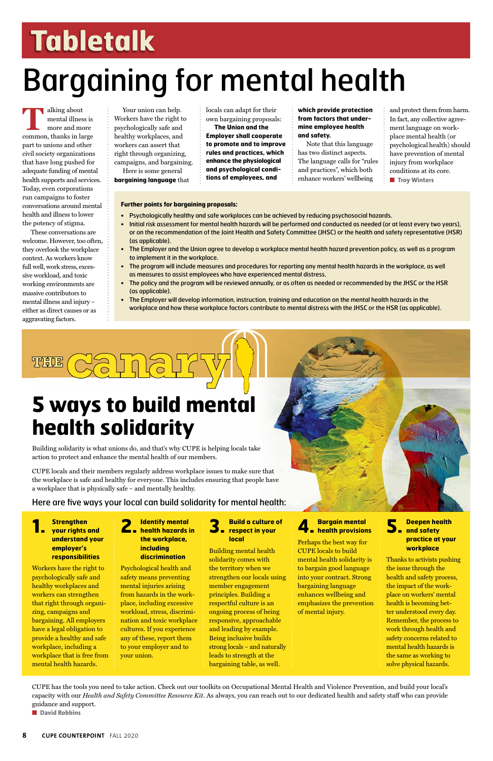# Tabletalk

# Bargaining for mental health

Talking about mental illness is more and more common, thanks in large part to unions and other civil society organizations that have long pushed for adequate funding of mental health supports and services. Today, even corporations run campaigns to foster conversations around mental health and illness to lower the potency of stigma.

These conversations are welcome. However, too often, they overlook the workplace context. As workers know full well, work stress, excessive workload, and toxic working environments are massive contributors to mental illness and injury – either as direct causes or as aggravating factors.

Your union can help. Workers have the right to psychologically safe and healthy workplaces, and workers can assert that right through organizing, campaigns, and bargaining.

Here is some general **bargaining language** that locals can adapt for their own bargaining proposals:

**The Union and the Employer shall cooperate to promote and to improve rules and practices, which enhance the physiological and psychological conditions of employees, and which provide protection from factors that undermine employee health and safety.**

Note that this language has two distinct aspects. The language calls for "rules and practices", which both enhance workers' wellbeing and protect them from harm. In fact, any collective agreement language on workplace mental health (or psychological health) should have prevention of mental injury from workplace conditions at its core.

■ **Troy Winters**

**Further points for bargaining proposals:**

- Psychologically healthy and safe workplaces can be achieved by reducing psychosocial hazards.
- Initial risk assessment for mental health hazards will be performed and conducted as needed (or at least every two years), or on the recommendation of the Joint Health and Safety Committee (JHSC) or the health and safety representative (HSR) (as applicable).
- The Employer and the Union agree to develop a workplace mental health hazard prevention policy, as well as a program to implement it in the workplace.
- The program will include measures and procedures for reporting any mental health hazards in the workplace, as well as measures to assist employees who have experienced mental distress.
- The policy and the program will be reviewed annually, or as often as needed or recommended by the JHSC or the HSR (as applicable).
- The Employer will develop information, instruction, training and education on the mental health hazards in the workplace and how these workplace factors contribute to mental distress with the JHSC or the HSR (as applicable).

# THE canary

## 5 ways to build mental health solidarity

Building solidarity is what unions do, and that's why CUPE is helping locals take action to protect and enhance the mental health of our members.

CUPE locals and their members regularly address workplace issues to make sure that the workplace is safe and healthy for everyone. This includes ensuring that people have a workplace that is physically safe – and mentally healthy.

Here are five ways your local can build solidarity for mental health:

### 1. Strengthen your rights and understand your employer's responsibilities

Workers have the right to psychologically safe and healthy workplaces and workers can strengthen that right through organizing, campaigns and bargaining. All employers have a legal obligation to provide a healthy and safe workplace, including a workplace that is free from mental health hazards.

### 2. Identify mental health hazards in the workplace, including discrimination

Psychological health and safety means preventing mental injuries arising from hazards in the workplace, including excessive workload, stress, discrimination and toxic workplace cultures. If you experience any of these, report them to your employer and to your union.

### 3. Build a culture of respect in your local

Building mental health solidarity comes with the territory when we strengthen our locals using member engagement principles. Building a respectful culture is an ongoing process of being responsive, approachable and leading by example. Being inclusive builds strong locals – and naturally leads to strength at the bargaining table, as well.

### 4. Bargain mental health provisions

Perhaps the best way for CUPE locals to build mental health solidarity is to bargain good language into your contract. Strong bargaining language enhances wellbeing and emphasizes the prevention of mental injury.

### 5. Deepen health and safety practice at your workplace

Thanks to activists pushing the issue through the health and safety process, the impact of the workplace on workers' mental health is becoming better understood every day. Remember, the process to work through health and safety concerns related to mental health hazards is the same as working to solve physical hazards.

CUPE has the tools you need to take action. Check out our toolkits on Occupational Mental Health and Violence Prevention, and build your local's capacity with our *Health and Safety Committee Resource Kit*. As always, you can reach out to our dedicated health and safety staff who can provide guidance and support.

■ **David Robbins**